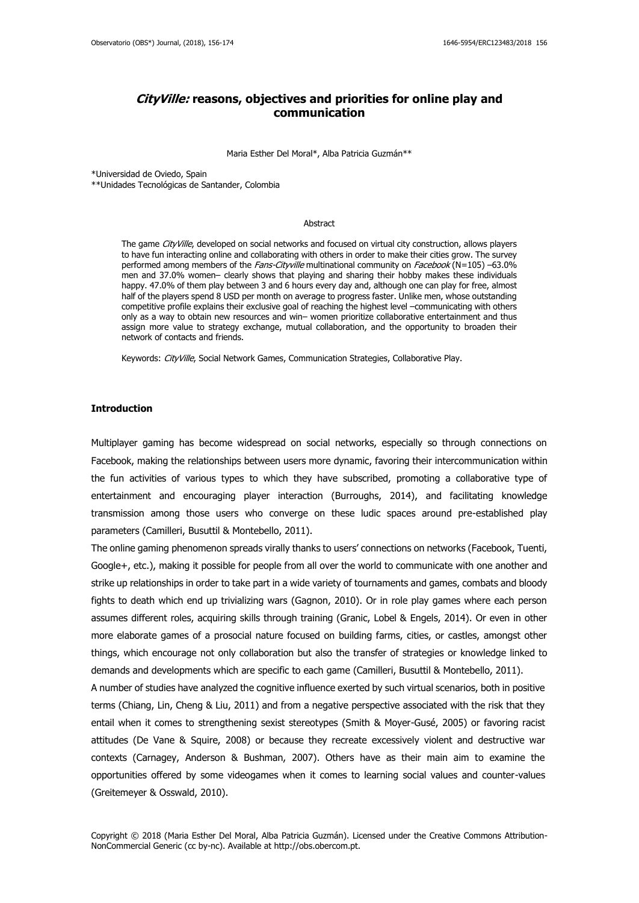# *CityVille:* reasons, objectives and priorities for online play and communication

Maria Esther Del Moral*, Alba Patricia Guzmán**

*Universidad de Oviedo, Spain
**Unidades Tecnológicas de Santander, Colombia

## Abstract

The game *CityVille*, developed on social networks and focused on virtual city construction, allows players to have fun interacting online and collaborating with others in order to make their cities grow. The survey performed among members of the *Fans-Cityville* multinational community on *Facebook* (N=105) –63.0% men and 37.0% women– clearly shows that playing and sharing their hobby makes these individuals happy. 47.0% of them play between 3 and 6 hours every day and, although one can play for free, almost half of the players spend 8 USD per month on average to progress faster. Unlike men, whose outstanding competitive profile explains their exclusive goal of reaching the highest level –communicating with others only as a way to obtain new resources and win– women prioritize collaborative entertainment and thus assign more value to strategy exchange, mutual collaboration, and the opportunity to broaden their network of contacts and friends.

Keywords: *CityVille*, Social Network Games, Communication Strategies, Collaborative Play.

## Introduction

Multiplayer gaming has become widespread on social networks, especially so through connections on Facebook, making the relationships between users more dynamic, favoring their intercommunication within the fun activities of various types to which they have subscribed, promoting a collaborative type of entertainment and encouraging player interaction (Burroughs, 2014), and facilitating knowledge transmission among those users who converge on these ludic spaces around pre-established play parameters (Camilleri, Busuttil & Montebello, 2011).

The online gaming phenomenon spreads virally thanks to users' connections on networks (Facebook, Tuenti, Google+, etc.), making it possible for people from all over the world to communicate with one another and strike up relationships in order to take part in a wide variety of tournaments and games, combats and bloody fights to death which end up trivializing wars (Gagnon, 2010). Or in role play games where each person assumes different roles, acquiring skills through training (Granic, Lobel & Engels, 2014). Or even in other more elaborate games of a prosocial nature focused on building farms, cities, or castles, amongst other things, which encourage not only collaboration but also the transfer of strategies or knowledge linked to demands and developments which are specific to each game (Camilleri, Busuttil & Montebello, 2011).

A number of studies have analyzed the cognitive influence exerted by such virtual scenarios, both in positive terms (Chiang, Lin, Cheng & Liu, 2011) and from a negative perspective associated with the risk that they entail when it comes to strengthening sexist stereotypes (Smith & Moyer-Gusé, 2005) or favoring racist attitudes (De Vane & Squire, 2008) or because they recreate excessively violent and destructive war contexts (Carnagey, Anderson & Bushman, 2007). Others have as their main aim to examine the opportunities offered by some videogames when it comes to learning social values and counter-values (Greitemeyer & Osswald, 2010).

Copyright © 2018 (Maria Esther Del Moral, Alba Patricia Guzmán). Licensed under the Creative Commons Attribution-NonCommercial Generic (cc by-nc). Available at http://obs.obercom.pt.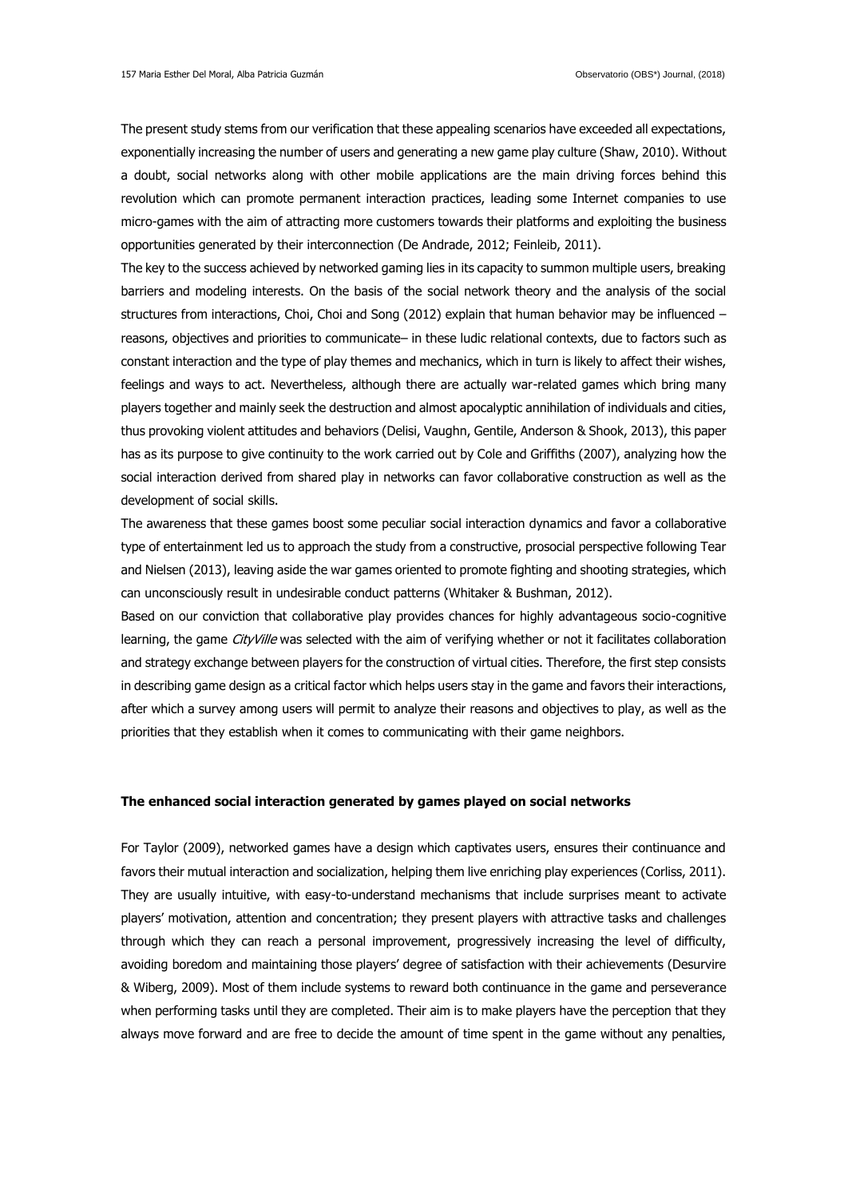The present study stems from our verification that these appealing scenarios have exceeded all expectations, exponentially increasing the number of users and generating a new game play culture (Shaw, 2010). Without a doubt, social networks along with other mobile applications are the main driving forces behind this revolution which can promote permanent interaction practices, leading some Internet companies to use micro-games with the aim of attracting more customers towards their platforms and exploiting the business opportunities generated by their interconnection (De Andrade, 2012; Feinleib, 2011).

The key to the success achieved by networked gaming lies in its capacity to summon multiple users, breaking barriers and modeling interests. On the basis of the social network theory and the analysis of the social structures from interactions, Choi, Choi and Song (2012) explain that human behavior may be influenced – reasons, objectives and priorities to communicate– in these ludic relational contexts, due to factors such as constant interaction and the type of play themes and mechanics, which in turn is likely to affect their wishes, feelings and ways to act. Nevertheless, although there are actually war-related games which bring many players together and mainly seek the destruction and almost apocalyptic annihilation of individuals and cities, thus provoking violent attitudes and behaviors (Delisi, Vaughn, Gentile, Anderson & Shook, 2013), this paper has as its purpose to give continuity to the work carried out by Cole and Griffiths (2007), analyzing how the social interaction derived from shared play in networks can favor collaborative construction as well as the development of social skills.

The awareness that these games boost some peculiar social interaction dynamics and favor a collaborative type of entertainment led us to approach the study from a constructive, prosocial perspective following Tear and Nielsen (2013), leaving aside the war games oriented to promote fighting and shooting strategies, which can unconsciously result in undesirable conduct patterns (Whitaker & Bushman, 2012).

Based on our conviction that collaborative play provides chances for highly advantageous socio-cognitive learning, the game *CityVille* was selected with the aim of verifying whether or not it facilitates collaboration and strategy exchange between players for the construction of virtual cities. Therefore, the first step consists in describing game design as a critical factor which helps users stay in the game and favors their interactions, after which a survey among users will permit to analyze their reasons and objectives to play, as well as the priorities that they establish when it comes to communicating with their game neighbors.

## The enhanced social interaction generated by games played on social networks

For Taylor (2009), networked games have a design which captivates users, ensures their continuance and favors their mutual interaction and socialization, helping them live enriching play experiences (Corliss, 2011). They are usually intuitive, with easy-to-understand mechanisms that include surprises meant to activate players' motivation, attention and concentration; they present players with attractive tasks and challenges through which they can reach a personal improvement, progressively increasing the level of difficulty, avoiding boredom and maintaining those players' degree of satisfaction with their achievements (Desurvire & Wiberg, 2009). Most of them include systems to reward both continuance in the game and perseverance when performing tasks until they are completed. Their aim is to make players have the perception that they always move forward and are free to decide the amount of time spent in the game without any penalties,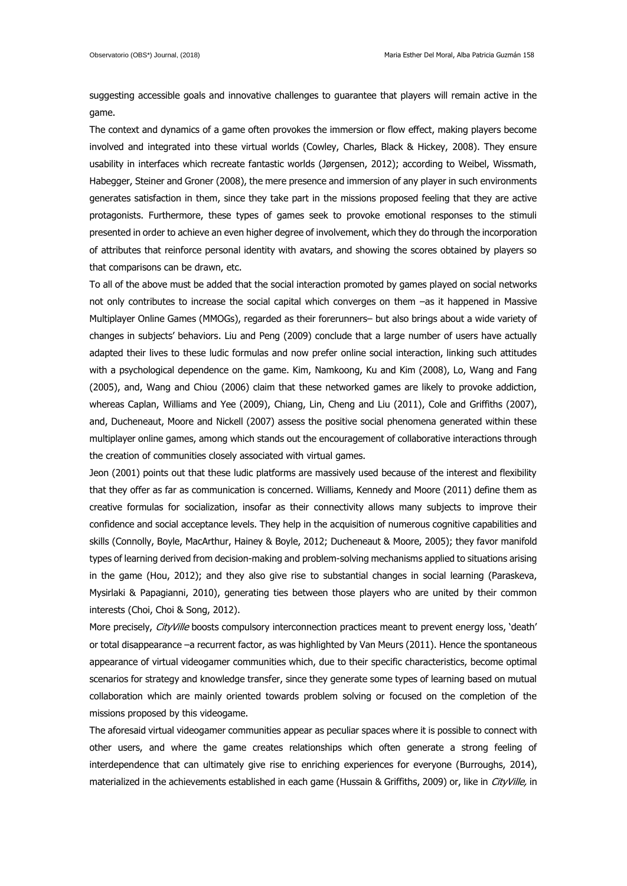suggesting accessible goals and innovative challenges to guarantee that players will remain active in the game.

The context and dynamics of a game often provokes the immersion or flow effect, making players become involved and integrated into these virtual worlds (Cowley, Charles, Black & Hickey, 2008). They ensure usability in interfaces which recreate fantastic worlds (Jørgensen, 2012); according to Weibel, Wissmath, Habegger, Steiner and Groner (2008), the mere presence and immersion of any player in such environments generates satisfaction in them, since they take part in the missions proposed feeling that they are active protagonists. Furthermore, these types of games seek to provoke emotional responses to the stimuli presented in order to achieve an even higher degree of involvement, which they do through the incorporation of attributes that reinforce personal identity with avatars, and showing the scores obtained by players so that comparisons can be drawn, etc.

To all of the above must be added that the social interaction promoted by games played on social networks not only contributes to increase the social capital which converges on them –as it happened in Massive Multiplayer Online Games (MMOGs), regarded as their forerunners– but also brings about a wide variety of changes in subjects' behaviors. Liu and Peng (2009) conclude that a large number of users have actually adapted their lives to these ludic formulas and now prefer online social interaction, linking such attitudes with a psychological dependence on the game. Kim, Namkoong, Ku and Kim (2008), Lo, Wang and Fang (2005), and, Wang and Chiou (2006) claim that these networked games are likely to provoke addiction, whereas Caplan, Williams and Yee (2009), Chiang, Lin, Cheng and Liu (2011), Cole and Griffiths (2007), and, Ducheneaut, Moore and Nickell (2007) assess the positive social phenomena generated within these multiplayer online games, among which stands out the encouragement of collaborative interactions through the creation of communities closely associated with virtual games.

Jeon (2001) points out that these ludic platforms are massively used because of the interest and flexibility that they offer as far as communication is concerned. Williams, Kennedy and Moore (2011) define them as creative formulas for socialization, insofar as their connectivity allows many subjects to improve their confidence and social acceptance levels. They help in the acquisition of numerous cognitive capabilities and skills (Connolly, Boyle, MacArthur, Hainey & Boyle, 2012; Ducheneaut & Moore, 2005); they favor manifold types of learning derived from decision-making and problem-solving mechanisms applied to situations arising in the game (Hou, 2012); and they also give rise to substantial changes in social learning (Paraskeva, Mysirlaki & Papagianni, 2010), generating ties between those players who are united by their common interests (Choi, Choi & Song, 2012).

More precisely, *CityVille* boosts compulsory interconnection practices meant to prevent energy loss, 'death' or total disappearance –a recurrent factor, as was highlighted by Van Meurs (2011). Hence the spontaneous appearance of virtual videogamer communities which, due to their specific characteristics, become optimal scenarios for strategy and knowledge transfer, since they generate some types of learning based on mutual collaboration which are mainly oriented towards problem solving or focused on the completion of the missions proposed by this videogame.

The aforesaid virtual videogamer communities appear as peculiar spaces where it is possible to connect with other users, and where the game creates relationships which often generate a strong feeling of interdependence that can ultimately give rise to enriching experiences for everyone (Burroughs, 2014), materialized in the achievements established in each game (Hussain & Griffiths, 2009) or, like in *CityVille,* in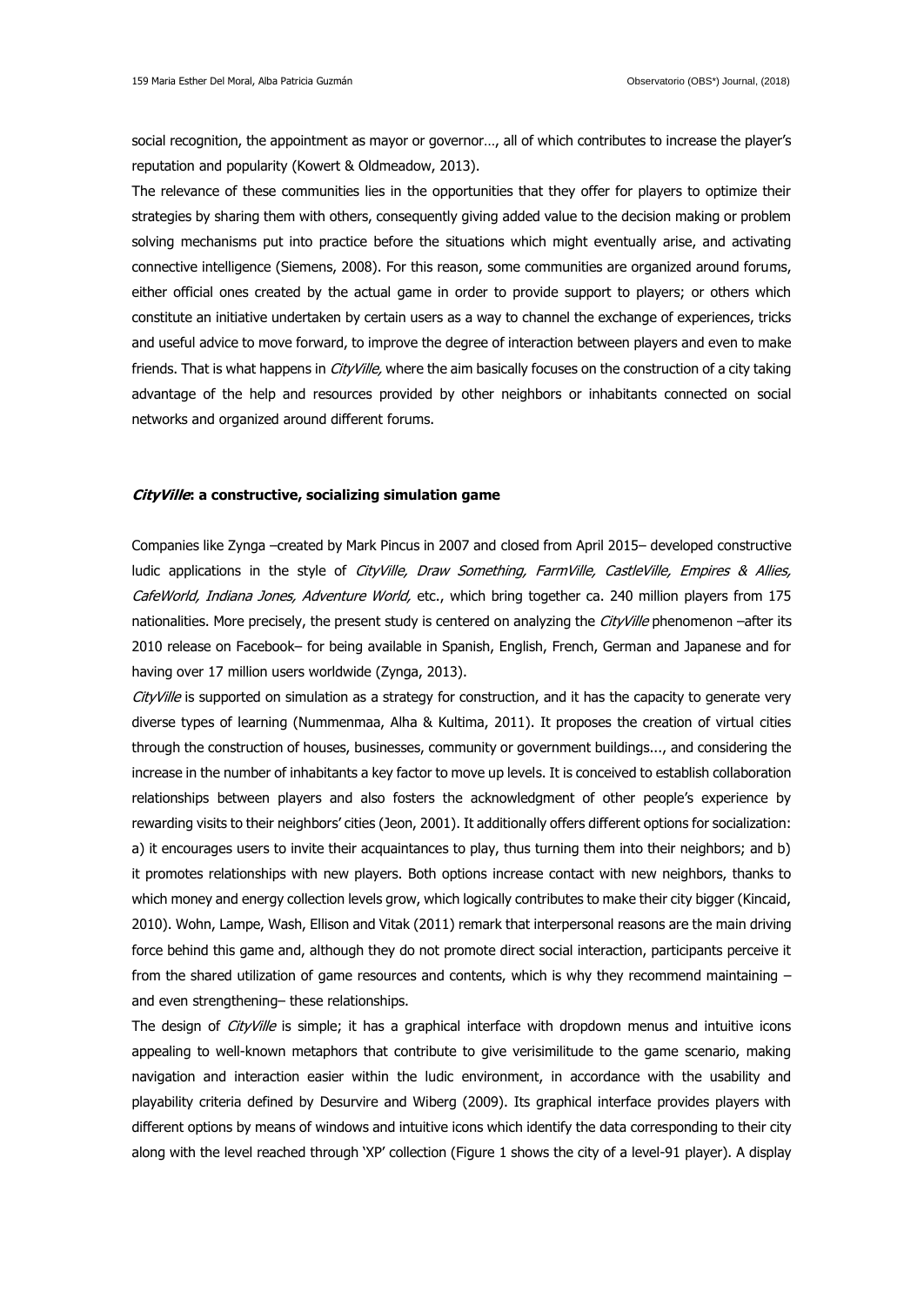social recognition, the appointment as mayor or governor…, all of which contributes to increase the player's reputation and popularity (Kowert & Oldmeadow, 2013).

The relevance of these communities lies in the opportunities that they offer for players to optimize their strategies by sharing them with others, consequently giving added value to the decision making or problem solving mechanisms put into practice before the situations which might eventually arise, and activating connective intelligence (Siemens, 2008). For this reason, some communities are organized around forums, either official ones created by the actual game in order to provide support to players; or others which constitute an initiative undertaken by certain users as a way to channel the exchange of experiences, tricks and useful advice to move forward, to improve the degree of interaction between players and even to make friends. That is what happens in *CityVille,* where the aim basically focuses on the construction of a city taking advantage of the help and resources provided by other neighbors or inhabitants connected on social networks and organized around different forums.

### *CityVille*: a constructive, socializing simulation game

Companies like Zynga –created by Mark Pincus in 2007 and closed from April 2015– developed constructive ludic applications in the style of *CityVille, Draw Something, FarmVille, CastleVille, Empires & Allies, CafeWorld, Indiana Jones, Adventure World,* etc., which bring together ca. 240 million players from 175 nationalities. More precisely, the present study is centered on analyzing the *CityVille* phenomenon –after its 2010 release on Facebook– for being available in Spanish, English, French, German and Japanese and for having over 17 million users worldwide (Zynga, 2013).

*CityVille* is supported on simulation as a strategy for construction, and it has the capacity to generate very diverse types of learning (Nummenmaa, Alha & Kultima, 2011). It proposes the creation of virtual cities through the construction of houses, businesses, community or government buildings..., and considering the increase in the number of inhabitants a key factor to move up levels. It is conceived to establish collaboration relationships between players and also fosters the acknowledgment of other people's experience by rewarding visits to their neighbors' cities (Jeon, 2001). It additionally offers different options for socialization: a) it encourages users to invite their acquaintances to play, thus turning them into their neighbors; and b) it promotes relationships with new players. Both options increase contact with new neighbors, thanks to which money and energy collection levels grow, which logically contributes to make their city bigger (Kincaid, 2010). Wohn, Lampe, Wash, Ellison and Vitak (2011) remark that interpersonal reasons are the main driving force behind this game and, although they do not promote direct social interaction, participants perceive it from the shared utilization of game resources and contents, which is why they recommend maintaining – and even strengthening– these relationships.

The design of *CityVille* is simple; it has a graphical interface with dropdown menus and intuitive icons appealing to well-known metaphors that contribute to give verisimilitude to the game scenario, making navigation and interaction easier within the ludic environment, in accordance with the usability and playability criteria defined by Desurvire and Wiberg (2009). Its graphical interface provides players with different options by means of windows and intuitive icons which identify the data corresponding to their city along with the level reached through 'XP' collection (Figure 1 shows the city of a level-91 player). A display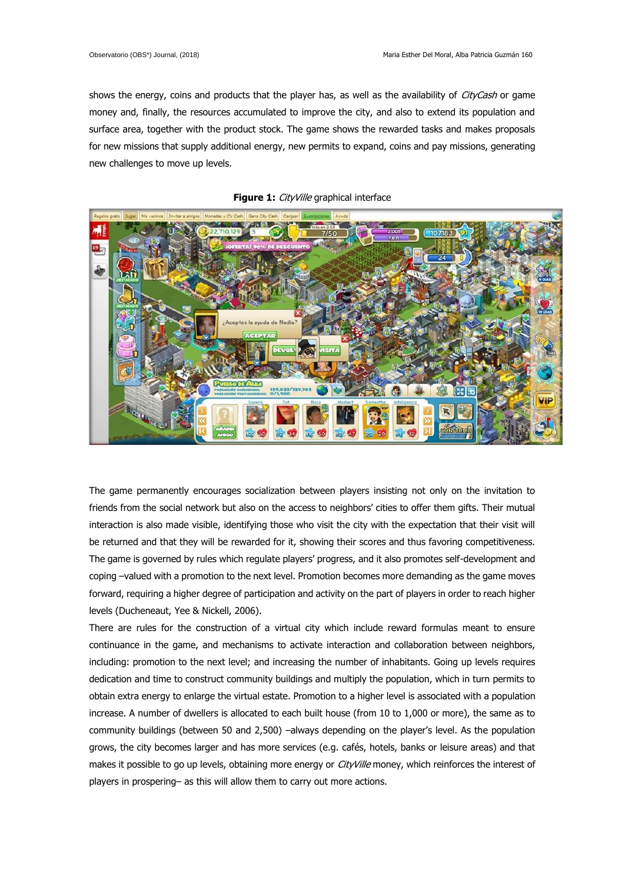shows the energy, coins and products that the player has, as well as the availability of *CityCash* or game money and, finally, the resources accumulated to improve the city, and also to extend its population and surface area, together with the product stock. The game shows the rewarded tasks and makes proposals for new missions that supply additional energy, new permits to expand, coins and pay missions, generating new challenges to move up levels.

**Figure 1:** *CityVille* graphical interface

The game permanently encourages socialization between players insisting not only on the invitation to friends from the social network but also on the access to neighbors' cities to offer them gifts. Their mutual interaction is also made visible, identifying those who visit the city with the expectation that their visit will be returned and that they will be rewarded for it, showing their scores and thus favoring competitiveness. The game is governed by rules which regulate players' progress, and it also promotes self-development and coping –valued with a promotion to the next level. Promotion becomes more demanding as the game moves forward, requiring a higher degree of participation and activity on the part of players in order to reach higher levels (Ducheneaut, Yee & Nickell, 2006).

There are rules for the construction of a virtual city which include reward formulas meant to ensure continuance in the game, and mechanisms to activate interaction and collaboration between neighbors, including: promotion to the next level; and increasing the number of inhabitants. Going up levels requires dedication and time to construct community buildings and multiply the population, which in turn permits to obtain extra energy to enlarge the virtual estate. Promotion to a higher level is associated with a population increase. A number of dwellers is allocated to each built house (from 10 to 1,000 or more), the same as to community buildings (between 50 and 2,500) –always depending on the player's level. As the population grows, the city becomes larger and has more services (e.g. cafés, hotels, banks or leisure areas) and that makes it possible to go up levels, obtaining more energy or *CityVille* money, which reinforces the interest of players in prospering– as this will allow them to carry out more actions.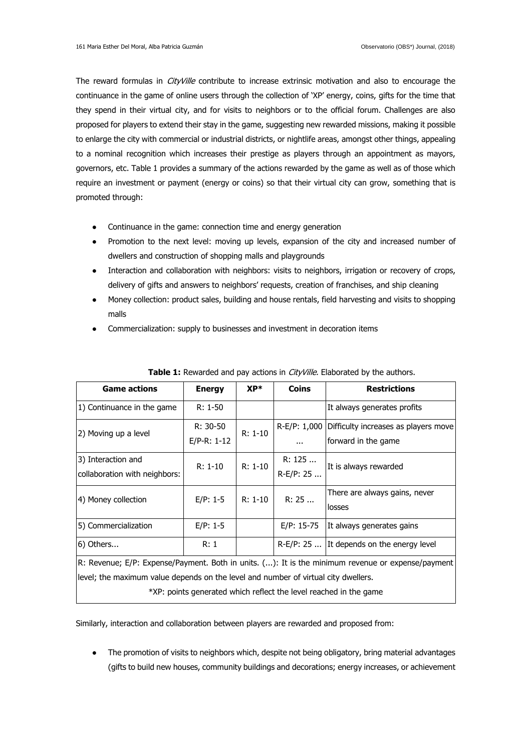The reward formulas in *CityVille* contribute to increase extrinsic motivation and also to encourage the continuance in the game of online users through the collection of 'XP' energy, coins, gifts for the time that they spend in their virtual city, and for visits to neighbors or to the official forum. Challenges are also proposed for players to extend their stay in the game, suggesting new rewarded missions, making it possible to enlarge the city with commercial or industrial districts, or nightlife areas, amongst other things, appealing to a nominal recognition which increases their prestige as players through an appointment as mayors, governors, etc. Table 1 provides a summary of the actions rewarded by the game as well as of those which require an investment or payment (energy or coins) so that their virtual city can grow, something that is promoted through:

- Continuance in the game: connection time and energy generation
- Promotion to the next level: moving up levels, expansion of the city and increased number of dwellers and construction of shopping malls and playgrounds
- Interaction and collaboration with neighbors: visits to neighbors, irrigation or recovery of crops, delivery of gifts and answers to neighbors' requests, creation of franchises, and ship cleaning
- Money collection: product sales, building and house rentals, field harvesting and visits to shopping malls
- Commercialization: supply to businesses and investment in decoration items

**Table 1:** Rewarded and pay actions in *CityVille.* Elaborated by the authors.

| Game actions | Energy | XP* | Coins | Restrictions |
|---|---|---|---|---|
| 1) Continuance in the game | R: 1-50 | | | It always generates profits |
| 2) Moving up a level | R: 30-50<br>E/P-R: 1-12 | R: 1-10 | R-E/P: 1,000 ... | Difficulty increases as players move forward in the game |
| 3) Interaction and collaboration with neighbors: | R: 1-10 | R: 1-10 | R: 125 ...<br>R-E/P: 25 ... | It is always rewarded |
| 4) Money collection | E/P: 1-5 | R: 1-10 | R: 25 ... | There are always gains, never losses |
| 5) Commercialization | E/P: 1-5 | | E/P: 15-75 | It always generates gains |
| 6) Others... | R: 1 | | R-E/P: 25 ... | It depends on the energy level |

R: Revenue; E/P: Expense/Payment. Both in units. (...): It is the minimum revenue or expense/payment level; the maximum value depends on the level and number of virtual city dwellers.

*XP: points generated which reflect the level reached in the game

Similarly, interaction and collaboration between players are rewarded and proposed from:

- The promotion of visits to neighbors which, despite not being obligatory, bring material advantages (gifts to build new houses, community buildings and decorations; energy increases, or achievement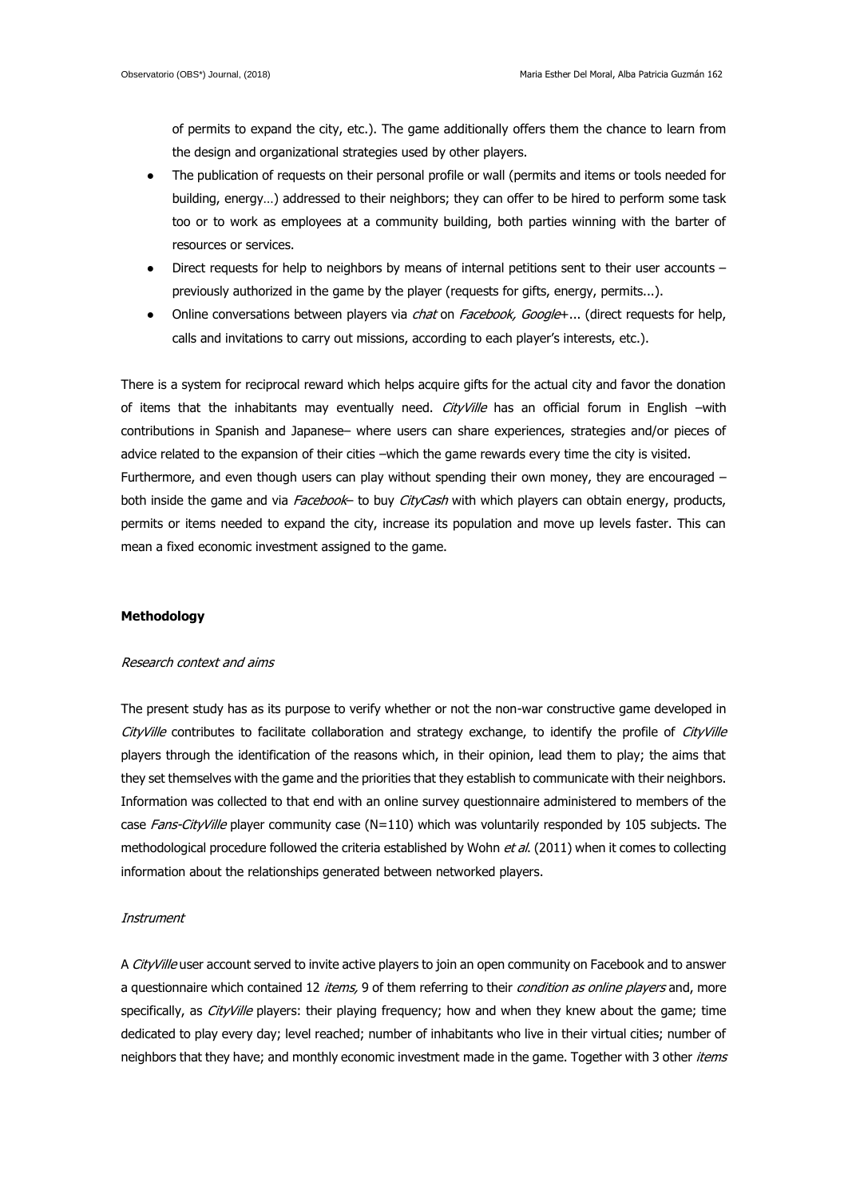of permits to expand the city, etc.). The game additionally offers them the chance to learn from the design and organizational strategies used by other players.

- The publication of requests on their personal profile or wall (permits and items or tools needed for building, energy…) addressed to their neighbors; they can offer to be hired to perform some task too or to work as employees at a community building, both parties winning with the barter of resources or services.
- Direct requests for help to neighbors by means of internal petitions sent to their user accounts – previously authorized in the game by the player (requests for gifts, energy, permits...).
- Online conversations between players via *chat* on *Facebook, Google+*... (direct requests for help, calls and invitations to carry out missions, according to each player's interests, etc.).

There is a system for reciprocal reward which helps acquire gifts for the actual city and favor the donation of items that the inhabitants may eventually need. *CityVille* has an official forum in English –with contributions in Spanish and Japanese– where users can share experiences, strategies and/or pieces of advice related to the expansion of their cities –which the game rewards every time the city is visited.
Furthermore, and even though users can play without spending their own money, they are encouraged – both inside the game and via *Facebook*– to buy *CityCash* with which players can obtain energy, products, permits or items needed to expand the city, increase its population and move up levels faster. This can mean a fixed economic investment assigned to the game.

**Methodology**

*Research context and aims*

The present study has as its purpose to verify whether or not the non-war constructive game developed in *CityVille* contributes to facilitate collaboration and strategy exchange, to identify the profile of *CityVille* players through the identification of the reasons which, in their opinion, lead them to play; the aims that they set themselves with the game and the priorities that they establish to communicate with their neighbors. Information was collected to that end with an online survey questionnaire administered to members of the case *Fans-CityVille* player community case (N=110) which was voluntarily responded by 105 subjects. The methodological procedure followed the criteria established by Wohn *et al.* (2011) when it comes to collecting information about the relationships generated between networked players.

*Instrument*

A *CityVille* user account served to invite active players to join an open community on Facebook and to answer a questionnaire which contained 12 *items,* 9 of them referring to their *condition as online players* and, more specifically, as *CityVille* players: their playing frequency; how and when they knew about the game; time dedicated to play every day; level reached; number of inhabitants who live in their virtual cities; number of neighbors that they have; and monthly economic investment made in the game. Together with 3 other *items*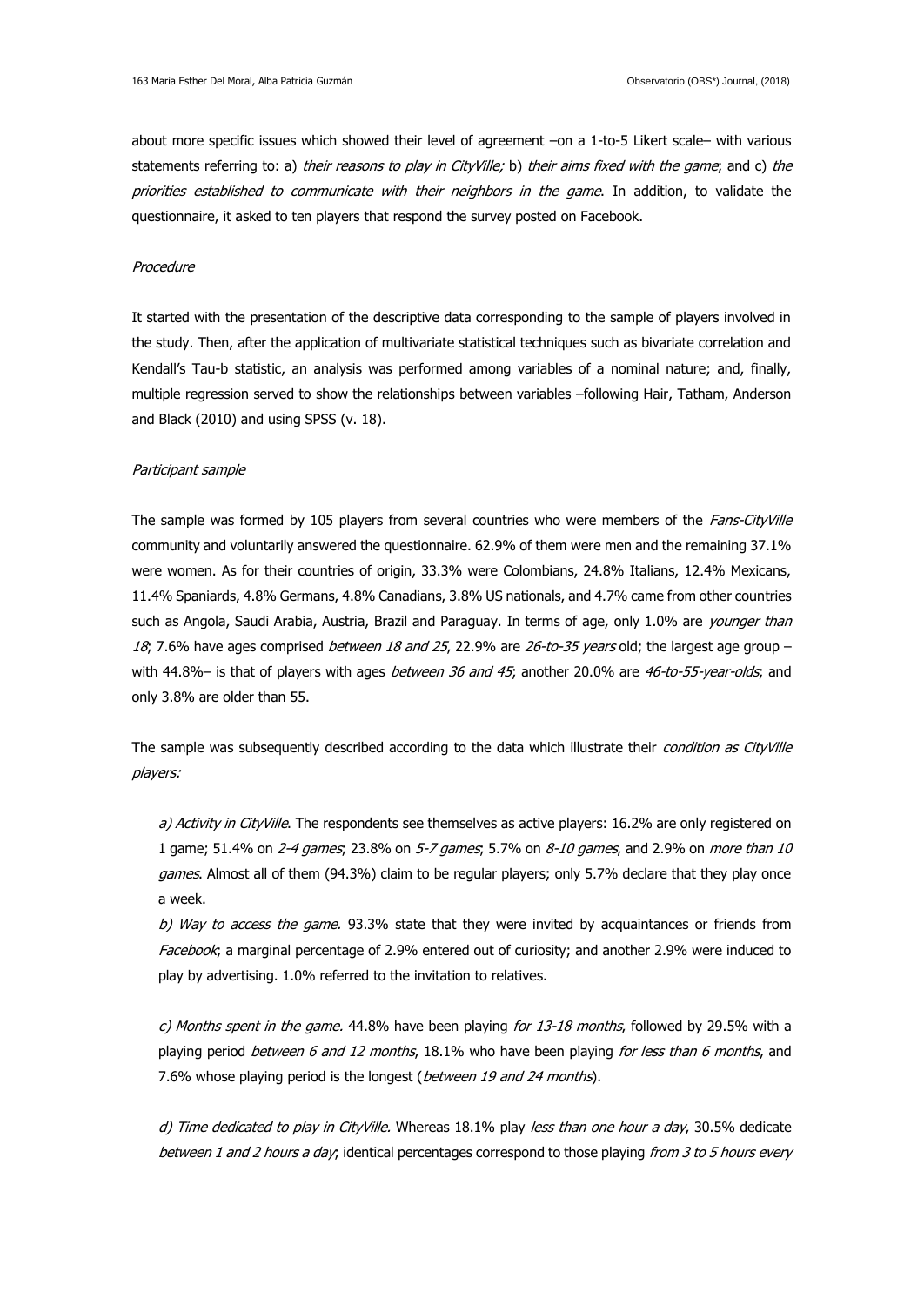about more specific issues which showed their level of agreement –on a 1-to-5 Likert scale– with various statements referring to: a) *their reasons to play in CityVille;* b) *their aims fixed with the game*; and c) *the priorities established to communicate with their neighbors in the game*. In addition, to validate the questionnaire, it asked to ten players that respond the survey posted on Facebook.

*Procedure*

It started with the presentation of the descriptive data corresponding to the sample of players involved in the study. Then, after the application of multivariate statistical techniques such as bivariate correlation and Kendall's Tau-b statistic, an analysis was performed among variables of a nominal nature; and, finally, multiple regression served to show the relationships between variables –following Hair, Tatham, Anderson and Black (2010) and using SPSS (v. 18).

*Participant sample*

The sample was formed by 105 players from several countries who were members of the *Fans-CityVille* community and voluntarily answered the questionnaire. 62.9% of them were men and the remaining 37.1% were women. As for their countries of origin, 33.3% were Colombians, 24.8% Italians, 12.4% Mexicans, 11.4% Spaniards, 4.8% Germans, 4.8% Canadians, 3.8% US nationals, and 4.7% came from other countries such as Angola, Saudi Arabia, Austria, Brazil and Paraguay. In terms of age, only 1.0% are *younger than 18*; 7.6% have ages comprised *between 18 and 25*, 22.9% are *26-to-35 years* old; the largest age group –with 44.8%– is that of players with ages *between 36 and 45*; another 20.0% are *46-to-55-year-olds*; and only 3.8% are older than 55.

The sample was subsequently described according to the data which illustrate their *condition as CityVille players:*

*a) Activity in CityVille*. The respondents see themselves as active players: 16.2% are only registered on 1 game; 51.4% on *2-4 games*; 23.8% on *5-7 games*; 5.7% on *8-10 games*, and 2.9% on *more than 10 games*. Almost all of them (94.3%) claim to be regular players; only 5.7% declare that they play once a week.

*b) Way to access the game.* 93.3% state that they were invited by acquaintances or friends from *Facebook*; a marginal percentage of 2.9% entered out of curiosity; and another 2.9% were induced to play by advertising. 1.0% referred to the invitation to relatives.

*c) Months spent in the game.* 44.8% have been playing *for 13-18 months*, followed by 29.5% with a playing period *between 6 and 12 months*, 18.1% who have been playing *for less than 6 months*, and 7.6% whose playing period is the longest (*between 19 and 24 months*).

*d) Time dedicated to play in CityVille.* Whereas 18.1% play *less than one hour a day*, 30.5% dedicate *between 1 and 2 hours a day*; identical percentages correspond to those playing *from 3 to 5 hours every*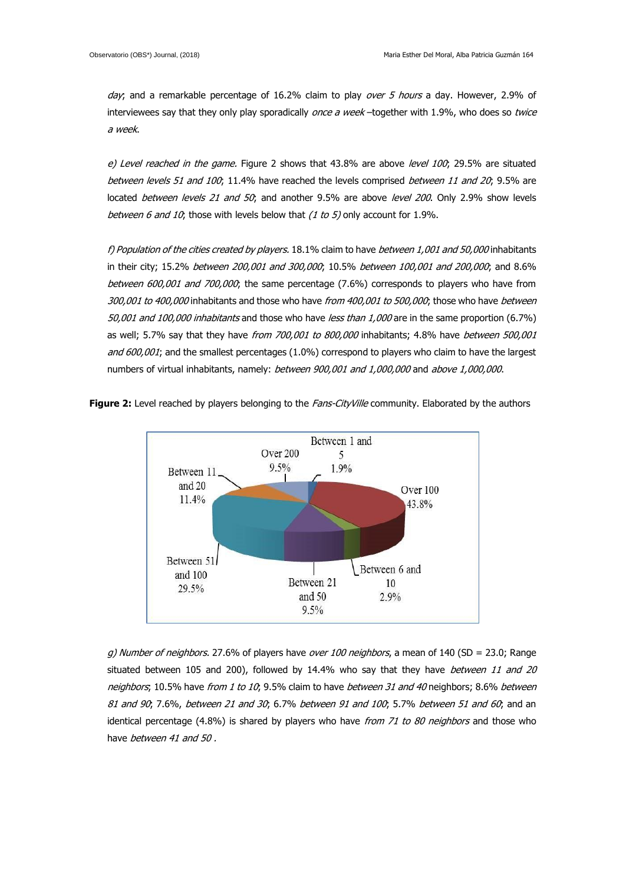*day*; and a remarkable percentage of 16.2% claim to play *over 5 hours* a day. However, 2.9% of interviewees say that they only play sporadically *once a week* –together with 1.9%, who does so *twice a week*.

*e) Level reached in the game.* Figure 2 shows that 43.8% are above *level 100*; 29.5% are situated *between levels 51 and 100*; 11.4% have reached the levels comprised *between 11 and 20*; 9.5% are located *between levels 21 and 50*; and another 9.5% are above *level 200*. Only 2.9% show levels *between 6 and 10*; those with levels below that *(1 to 5)* only account for 1.9%.

*f) Population of the cities created by players.* 18.1% claim to have *between 1,001 and 50,000* inhabitants in their city; 15.2% *between 200,001 and 300,000*; 10.5% *between 100,001 and 200,000*; and 8.6% *between 600,001 and 700,000*; the same percentage (7.6%) corresponds to players who have from *300,001 to 400,000* inhabitants and those who have *from 400,001 to 500,000*; those who have *between 50,001 and 100,000 inhabitants* and those who have *less than 1,000* are in the same proportion (6.7%) as well; 5.7% say that they have *from 700,001 to 800,000* inhabitants; 4.8% have *between 500,001 and 600,001*; and the smallest percentages (1.0%) correspond to players who claim to have the largest numbers of virtual inhabitants, namely: *between 900,001 and 1,000,000* and *above 1,000,000*.

**Figure 2:** Level reached by players belonging to the *Fans-CityVille* community. Elaborated by the authors

*g) Number of neighbors.* 27.6% of players have *over 100 neighbors*, a mean of 140 (SD = 23.0; Range situated between 105 and 200), followed by 14.4% who say that they have *between 11 and 20 neighbors*; 10.5% have *from 1 to 10*; 9.5% claim to have *between 31 and 40* neighbors; 8.6% *between 81 and 90*; 7.6%, *between 21 and 30*; 6.7% *between 91 and 100*; 5.7% *between 51 and 60*; and an identical percentage (4.8%) is shared by players who have *from 71 to 80 neighbors* and those who have *between 41 and 50* .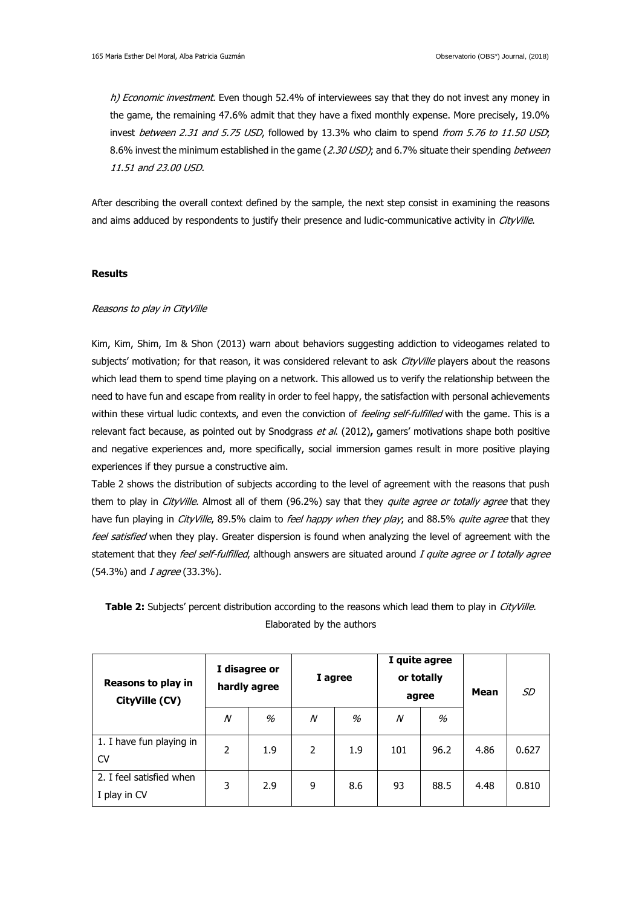*h) Economic investment.* Even though 52.4% of interviewees say that they do not invest any money in the game, the remaining 47.6% admit that they have a fixed monthly expense. More precisely, 19.0% invest *between 2.31 and 5.75 USD*, followed by 13.3% who claim to spend *from 5.76 to 11.50 USD*; 8.6% invest the minimum established in the game (*2.30 USD)*; and 6.7% situate their spending *between 11.51 and 23.00 USD.*

After describing the overall context defined by the sample, the next step consist in examining the reasons and aims adduced by respondents to justify their presence and ludic-communicative activity in *CityVille*.

## Results

### *Reasons to play in CityVille*

Kim, Kim, Shim, Im & Shon (2013) warn about behaviors suggesting addiction to videogames related to subjects' motivation; for that reason, it was considered relevant to ask *CityVille* players about the reasons which lead them to spend time playing on a network. This allowed us to verify the relationship between the need to have fun and escape from reality in order to feel happy, the satisfaction with personal achievements within these virtual ludic contexts, and even the conviction of *feeling self-fulfilled* with the game. This is a relevant fact because, as pointed out by Snodgrass *et al.* (2012)**,** gamers' motivations shape both positive and negative experiences and, more specifically, social immersion games result in more positive playing experiences if they pursue a constructive aim.

Table 2 shows the distribution of subjects according to the level of agreement with the reasons that push them to play in *CityVille*. Almost all of them (96.2%) say that they *quite agree or totally agree* that they have fun playing in *CityVille*, 89.5% claim to *feel happy when they play*; and 88.5% *quite agree* that they *feel satisfied* when they play. Greater dispersion is found when analyzing the level of agreement with the statement that they *feel self-fulfilled*, although answers are situated around *I quite agree or I totally agree* (54.3%) and *I agree* (33.3%).

**Table 2:** Subjects' percent distribution according to the reasons which lead them to play in *CityVille.* Elaborated by the authors

| Reasons to play in CityVille (CV) | I disagree or hardly agree | | I agree | | I quite agree or totally agree | | Mean | *SD* |
|---|---|---|---|---|---|---|---|---|
| | *N* | % | *N* | % | *N* | % | | |
| 1. I have fun playing in CV | 2 | 1.9 | 2 | 1.9 | 101 | 96.2 | 4.86 | 0.627 |
| 2. I feel satisfied when I play in CV | 3 | 2.9 | 9 | 8.6 | 93 | 88.5 | 4.48 | 0.810 |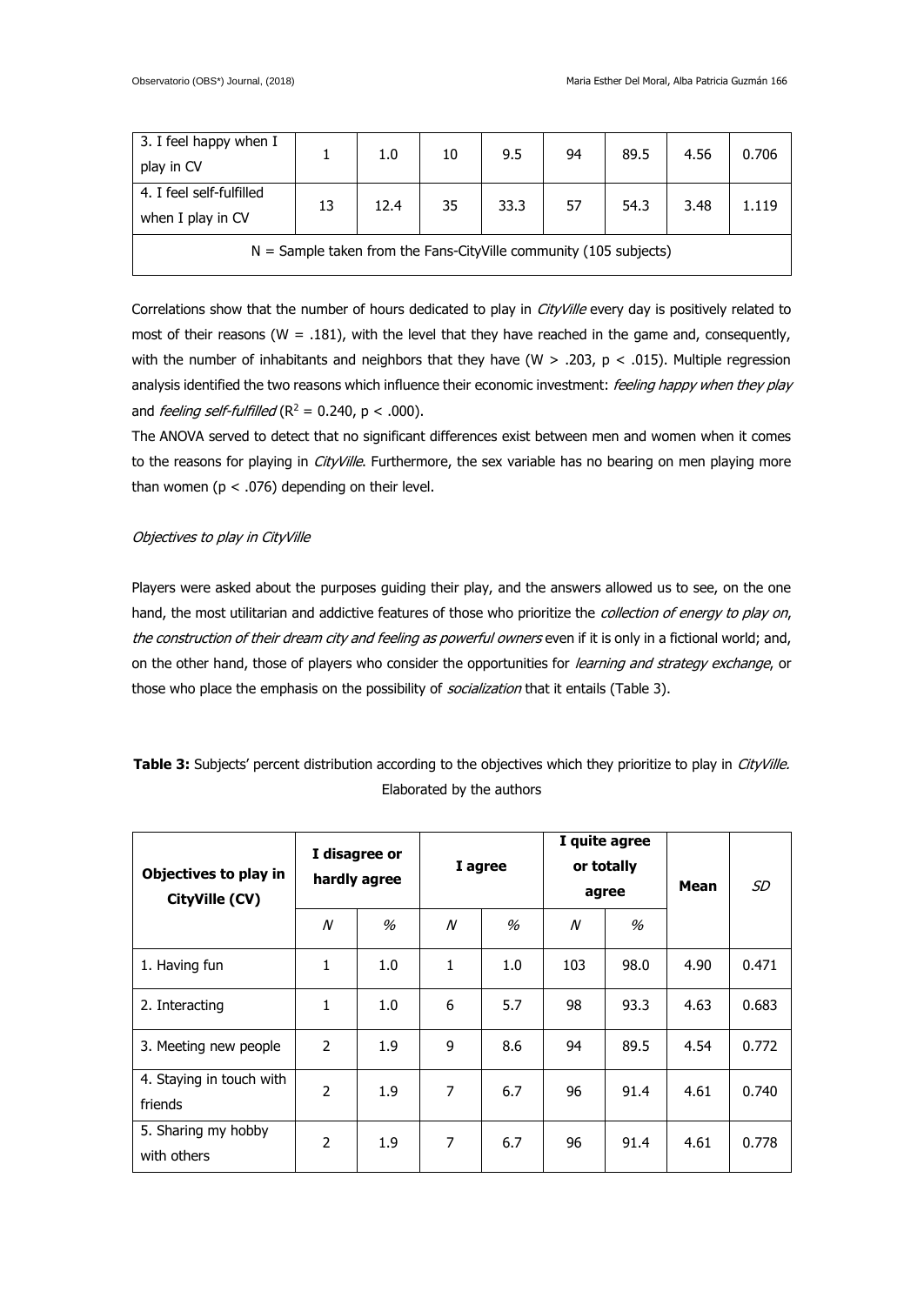| 3. I feel happy when I play in CV | 1 | 1.0 | 10 | 9.5 | 94 | 89.5 | 4.56 | 0.706 |
|---|---|---|---|---|---|---|---|---|
| 4. I feel self-fulfilled when I play in CV | 13 | 12.4 | 35 | 33.3 | 57 | 54.3 | 3.48 | 1.119 |
| N = Sample taken from the Fans-CityVille community (105 subjects) | | | | | | | | |

Correlations show that the number of hours dedicated to play in *CityVille* every day is positively related to most of their reasons (W = .181), with the level that they have reached in the game and, consequently, with the number of inhabitants and neighbors that they have (W > .203, $p < .015$). Multiple regression analysis identified the two reasons which influence their economic investment: *feeling happy when they play* and *feeling self-fulfilled* ($R^2 = 0.240$, $p < .000$).

The ANOVA served to detect that no significant differences exist between men and women when it comes to the reasons for playing in *CityVille*. Furthermore, the sex variable has no bearing on men playing more than women ($p < .076$) depending on their level.

*Objectives to play in CityVille*

Players were asked about the purposes guiding their play, and the answers allowed us to see, on the one hand, the most utilitarian and addictive features of those who prioritize the *collection of energy to play on*, *the construction of their dream city and feeling as powerful owners* even if it is only in a fictional world; and, on the other hand, those of players who consider the opportunities for *learning and strategy exchange*, or those who place the emphasis on the possibility of *socialization* that it entails (Table 3).

**Table 3:** Subjects' percent distribution according to the objectives which they prioritize to play in *CityVille.* Elaborated by the authors

| **Objectives to play in CityVille (CV)** | **I disagree or hardly agree** | | **I agree** | | **I quite agree or totally agree** | | **Mean** | *SD* |
|---|---|---|---|---|---|---|---|---|
| | *N* | *%* | *N* | *%* | *N* | *%* | | |
| 1. Having fun | 1 | 1.0 | 1 | 1.0 | 103 | 98.0 | 4.90 | 0.471 |
| 2. Interacting | 1 | 1.0 | 6 | 5.7 | 98 | 93.3 | 4.63 | 0.683 |
| 3. Meeting new people | 2 | 1.9 | 9 | 8.6 | 94 | 89.5 | 4.54 | 0.772 |
| 4. Staying in touch with friends | 2 | 1.9 | 7 | 6.7 | 96 | 91.4 | 4.61 | 0.740 |
| 5. Sharing my hobby with others | 2 | 1.9 | 7 | 6.7 | 96 | 91.4 | 4.61 | 0.778 |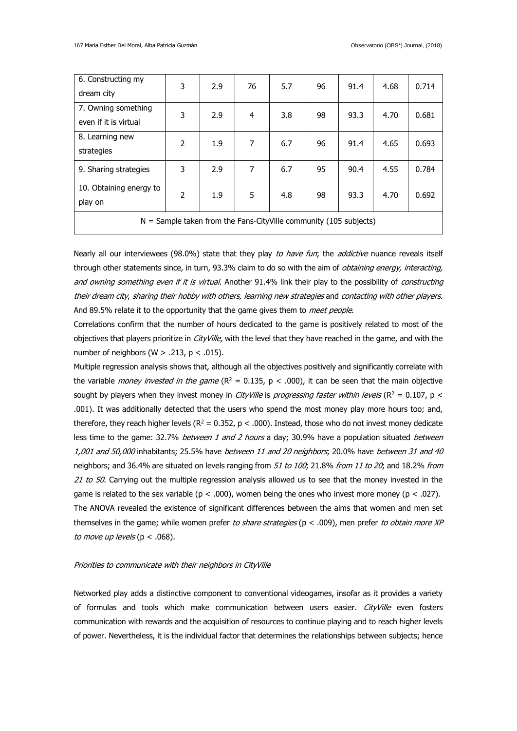| | | | | | | | | |
|---|---|---|---|---|---|---|---|---|
| 6. Constructing my dream city | 3 | 2.9 | 76 | 5.7 | 96 | 91.4 | 4.68 | 0.714 |
| 7. Owning something even if it is virtual | 3 | 2.9 | 4 | 3.8 | 98 | 93.3 | 4.70 | 0.681 |
| 8. Learning new strategies | 2 | 1.9 | 7 | 6.7 | 96 | 91.4 | 4.65 | 0.693 |
| 9. Sharing strategies | 3 | 2.9 | 7 | 6.7 | 95 | 90.4 | 4.55 | 0.784 |
| 10. Obtaining energy to play on | 2 | 1.9 | 5 | 4.8 | 98 | 93.3 | 4.70 | 0.692 |
| N = Sample taken from the Fans-CityVille community (105 subjects) | | | | | | | | |

Nearly all our interviewees (98.0%) state that they play *to have fun*; the *addictive* nuance reveals itself through other statements since, in turn, 93.3% claim to do so with the aim of *obtaining energy, interacting, and owning something even if it is virtual*. Another 91.4% link their play to the possibility of *constructing their dream city*, *sharing their hobby with others, learning new strategies* and *contacting with other players.* And 89.5% relate it to the opportunity that the game gives them to *meet people*.

Correlations confirm that the number of hours dedicated to the game is positively related to most of the objectives that players prioritize in *CityVille,* with the level that they have reached in the game, and with the number of neighbors ($W > .213$, $p < .015$).

Multiple regression analysis shows that, although all the objectives positively and significantly correlate with the variable *money invested in the game* ($R^2 = 0.135$, $p < .000$), it can be seen that the main objective sought by players when they invest money in *CityVille* is *progressing faster within levels* ($R^2 = 0.107$, $p < .001$). It was additionally detected that the users who spend the most money play more hours too; and, therefore, they reach higher levels ($R^2 = 0.352$, $p < .000$). Instead, those who do not invest money dedicate less time to the game: 32.7% *between 1 and 2 hours* a day; 30.9% have a population situated *between 1,001 and 50,000* inhabitants; 25.5% have *between 11 and 20 neighbors*; 20.0% have *between 31 and 40* neighbors; and 36.4% are situated on levels ranging from *51 to 100*; 21.8% *from 11 to 20*; and 18.2% *from 21 to 50*. Carrying out the multiple regression analysis allowed us to see that the money invested in the game is related to the sex variable ($p < .000$), women being the ones who invest more money ($p < .027$). The ANOVA revealed the existence of significant differences between the aims that women and men set themselves in the game; while women prefer *to share strategies* ($p < .009$), men prefer *to obtain more XP to move up levels* ($p < .068$).

*Priorities to communicate with their neighbors in CityVille*

Networked play adds a distinctive component to conventional videogames, insofar as it provides a variety of formulas and tools which make communication between users easier. *CityVille* even fosters communication with rewards and the acquisition of resources to continue playing and to reach higher levels of power. Nevertheless, it is the individual factor that determines the relationships between subjects; hence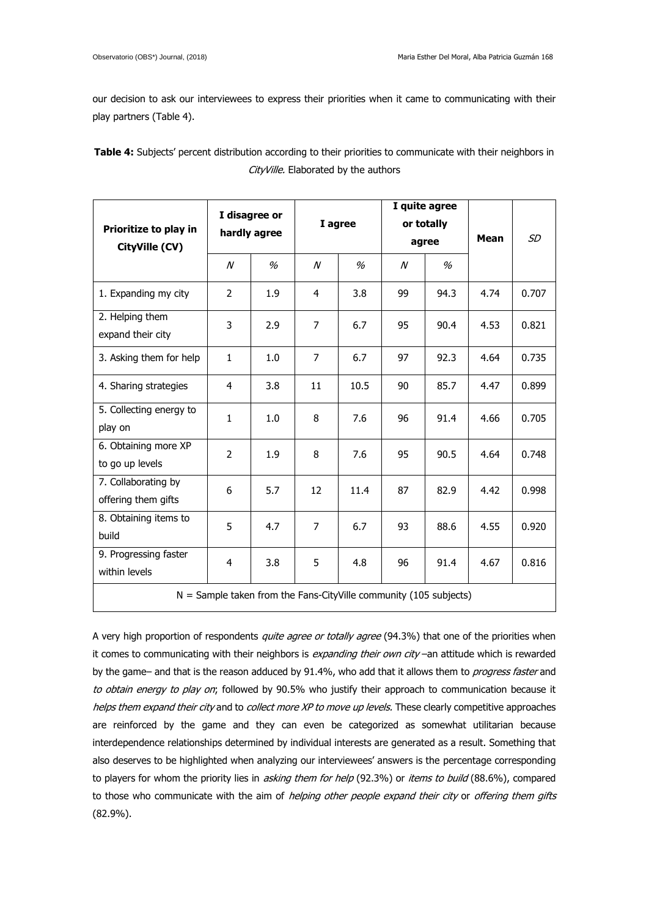our decision to ask our interviewees to express their priorities when it came to communicating with their play partners (Table 4).

**Table 4:** Subjects' percent distribution according to their priorities to communicate with their neighbors in *CityVille*. Elaborated by the authors

| Prioritize to play in CityVille (CV) | I disagree or hardly agree | | I agree | | I quite agree or totally agree | | Mean | *SD* |
|---|---|---|---|---|---|---|---|---|
| | *N* | *%* | *N* | *%* | *N* | *%* | | |
| 1. Expanding my city | 2 | 1.9 | 4 | 3.8 | 99 | 94.3 | 4.74 | 0.707 |
| 2. Helping them expand their city | 3 | 2.9 | 7 | 6.7 | 95 | 90.4 | 4.53 | 0.821 |
| 3. Asking them for help | 1 | 1.0 | 7 | 6.7 | 97 | 92.3 | 4.64 | 0.735 |
| 4. Sharing strategies | 4 | 3.8 | 11 | 10.5 | 90 | 85.7 | 4.47 | 0.899 |
| 5. Collecting energy to play on | 1 | 1.0 | 8 | 7.6 | 96 | 91.4 | 4.66 | 0.705 |
| 6. Obtaining more XP to go up levels | 2 | 1.9 | 8 | 7.6 | 95 | 90.5 | 4.64 | 0.748 |
| 7. Collaborating by offering them gifts | 6 | 5.7 | 12 | 11.4 | 87 | 82.9 | 4.42 | 0.998 |
| 8. Obtaining items to build | 5 | 4.7 | 7 | 6.7 | 93 | 88.6 | 4.55 | 0.920 |
| 9. Progressing faster within levels | 4 | 3.8 | 5 | 4.8 | 96 | 91.4 | 4.67 | 0.816 |

N = Sample taken from the Fans-CityVille community (105 subjects)

A very high proportion of respondents *quite agree or totally agree* (94.3%) that one of the priorities when it comes to communicating with their neighbors is *expanding their own city* –an attitude which is rewarded by the game– and that is the reason adduced by 91.4%, who add that it allows them to *progress faster* and *to obtain energy to play on*; followed by 90.5% who justify their approach to communication because it *helps them expand their city* and to *collect more XP to move up levels.* These clearly competitive approaches are reinforced by the game and they can even be categorized as somewhat utilitarian because interdependence relationships determined by individual interests are generated as a result. Something that also deserves to be highlighted when analyzing our interviewees' answers is the percentage corresponding to players for whom the priority lies in *asking them for help* (92.3%) or *items to build* (88.6%), compared to those who communicate with the aim of *helping other people expand their city* or *offering them gifts* (82.9%).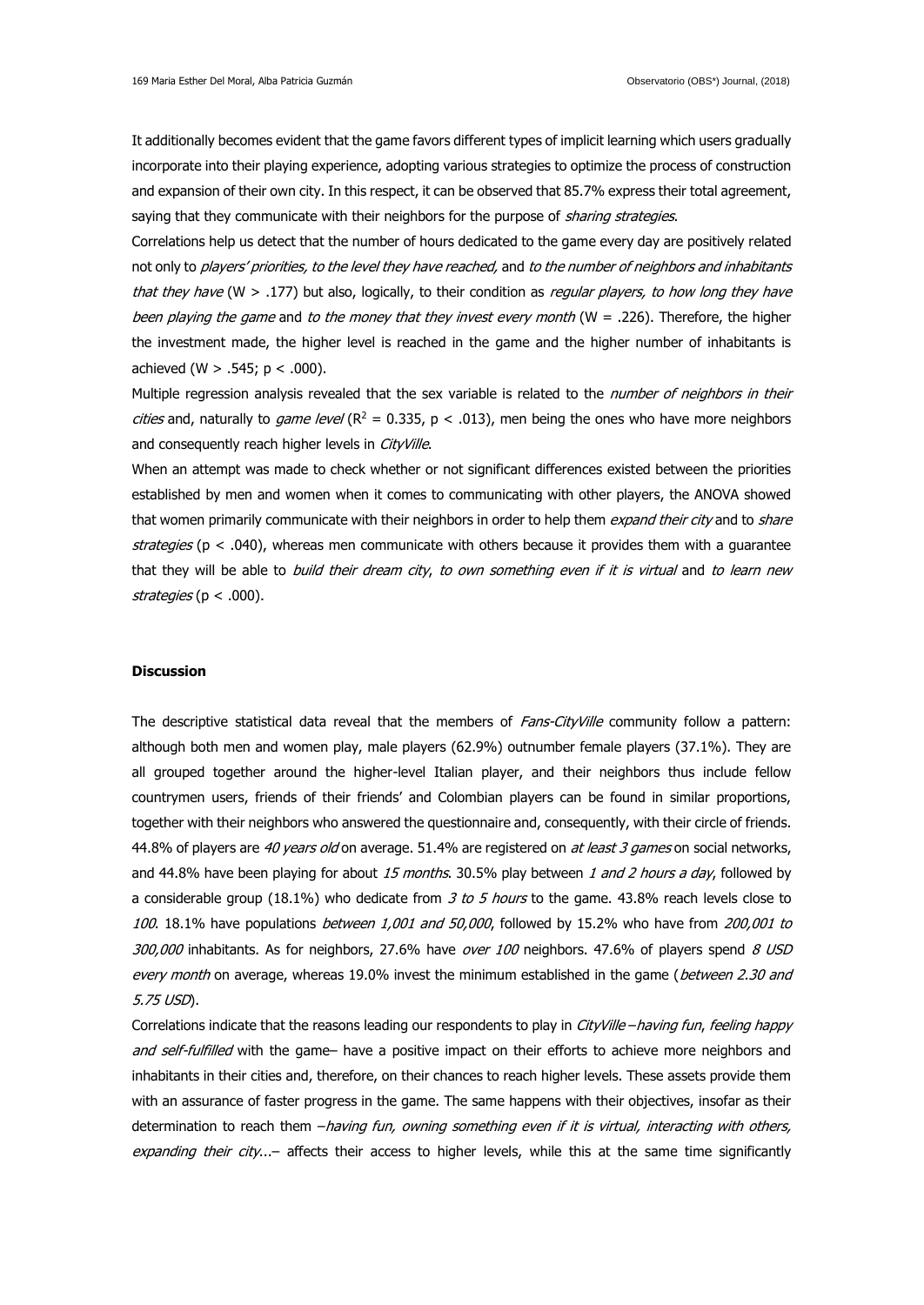It additionally becomes evident that the game favors different types of implicit learning which users gradually incorporate into their playing experience, adopting various strategies to optimize the process of construction and expansion of their own city. In this respect, it can be observed that 85.7% express their total agreement, saying that they communicate with their neighbors for the purpose of *sharing strategies*.

Correlations help us detect that the number of hours dedicated to the game every day are positively related not only to *players' priorities, to the level they have reached,* and *to the number of neighbors and inhabitants that they have* ($W > .177$) but also, logically, to their condition as *regular players, to how long they have been playing the game* and *to the money that they invest every month* ($W = .226$). Therefore, the higher the investment made, the higher level is reached in the game and the higher number of inhabitants is achieved ($W > .545$; $p < .000$).

Multiple regression analysis revealed that the sex variable is related to the *number of neighbors in their cities* and, naturally to *game level* ($R^2 = 0.335$, $p < .013$), men being the ones who have more neighbors and consequently reach higher levels in *CityVille*.

When an attempt was made to check whether or not significant differences existed between the priorities established by men and women when it comes to communicating with other players, the ANOVA showed that women primarily communicate with their neighbors in order to help them *expand their city* and to *share strategies* ($p < .040$), whereas men communicate with others because it provides them with a guarantee that they will be able to *build their dream city*, *to own something even if it is virtual* and *to learn new strategies* ($p < .000$).

## Discussion

The descriptive statistical data reveal that the members of *Fans-CityVille* community follow a pattern: although both men and women play, male players (62.9%) outnumber female players (37.1%). They are all grouped together around the higher-level Italian player, and their neighbors thus include fellow countrymen users, friends of their friends' and Colombian players can be found in similar proportions, together with their neighbors who answered the questionnaire and, consequently, with their circle of friends. 44.8% of players are *40 years old* on average. 51.4% are registered on *at least 3 games* on social networks, and 44.8% have been playing for about *15 months*. 30.5% play between *1 and 2 hours a day*, followed by a considerable group (18.1%) who dedicate from *3 to 5 hours* to the game. 43.8% reach levels close to *100*. 18.1% have populations *between 1,001 and 50,000*, followed by 15.2% who have from *200,001 to 300,000* inhabitants. As for neighbors, 27.6% have *over 100* neighbors. 47.6% of players spend *8 USD every month* on average, whereas 19.0% invest the minimum established in the game (*between 2.30 and 5.75 USD*).

Correlations indicate that the reasons leading our respondents to play in *CityVille* –*having fun*, *feeling happy and self-fulfilled* with the game– have a positive impact on their efforts to achieve more neighbors and inhabitants in their cities and, therefore, on their chances to reach higher levels. These assets provide them with an assurance of faster progress in the game. The same happens with their objectives, insofar as their determination to reach them –*having fun, owning something even if it is virtual, interacting with others, expanding their city*...– affects their access to higher levels, while this at the same time significantly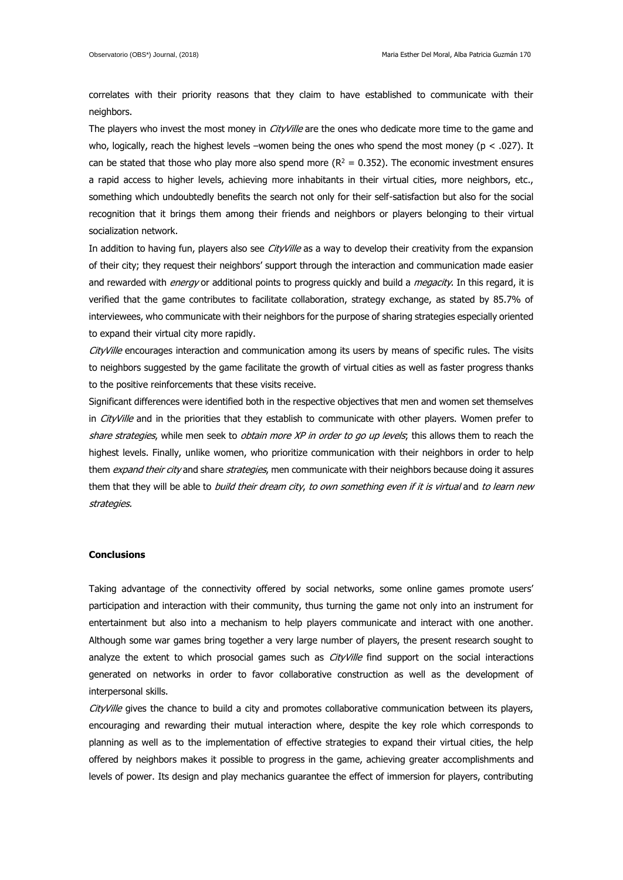correlates with their priority reasons that they claim to have established to communicate with their neighbors.

The players who invest the most money in *CityVille* are the ones who dedicate more time to the game and who, logically, reach the highest levels –women being the ones who spend the most money ($p < .027$). It can be stated that those who play more also spend more ($R^2 = 0.352$). The economic investment ensures a rapid access to higher levels, achieving more inhabitants in their virtual cities, more neighbors, etc., something which undoubtedly benefits the search not only for their self-satisfaction but also for the social recognition that it brings them among their friends and neighbors or players belonging to their virtual socialization network.

In addition to having fun, players also see *CityVille* as a way to develop their creativity from the expansion of their city; they request their neighbors' support through the interaction and communication made easier and rewarded with *energy* or additional points to progress quickly and build a *megacity*. In this regard, it is verified that the game contributes to facilitate collaboration, strategy exchange, as stated by 85.7% of interviewees, who communicate with their neighbors for the purpose of sharing strategies especially oriented to expand their virtual city more rapidly.

*CityVille* encourages interaction and communication among its users by means of specific rules. The visits to neighbors suggested by the game facilitate the growth of virtual cities as well as faster progress thanks to the positive reinforcements that these visits receive.

Significant differences were identified both in the respective objectives that men and women set themselves in *CityVille* and in the priorities that they establish to communicate with other players. Women prefer to *share strategies*, while men seek to *obtain more XP in order to go up levels*; this allows them to reach the highest levels. Finally, unlike women, who prioritize communication with their neighbors in order to help them *expand their city* and share *strategies*, men communicate with their neighbors because doing it assures them that they will be able to *build their dream city*, *to own something even if it is virtual* and *to learn new strategies*.

**Conclusions**

Taking advantage of the connectivity offered by social networks, some online games promote users' participation and interaction with their community, thus turning the game not only into an instrument for entertainment but also into a mechanism to help players communicate and interact with one another. Although some war games bring together a very large number of players, the present research sought to analyze the extent to which prosocial games such as *CityVille* find support on the social interactions generated on networks in order to favor collaborative construction as well as the development of interpersonal skills.

*CityVille* gives the chance to build a city and promotes collaborative communication between its players, encouraging and rewarding their mutual interaction where, despite the key role which corresponds to planning as well as to the implementation of effective strategies to expand their virtual cities, the help offered by neighbors makes it possible to progress in the game, achieving greater accomplishments and levels of power. Its design and play mechanics guarantee the effect of immersion for players, contributing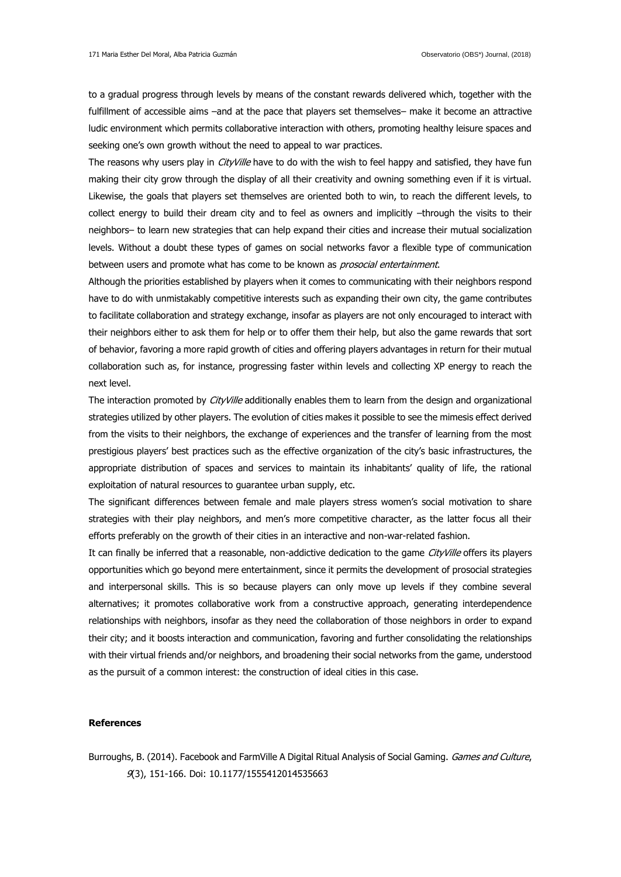to a gradual progress through levels by means of the constant rewards delivered which, together with the fulfillment of accessible aims –and at the pace that players set themselves– make it become an attractive ludic environment which permits collaborative interaction with others, promoting healthy leisure spaces and seeking one's own growth without the need to appeal to war practices.

The reasons why users play in *CityVille* have to do with the wish to feel happy and satisfied, they have fun making their city grow through the display of all their creativity and owning something even if it is virtual. Likewise, the goals that players set themselves are oriented both to win, to reach the different levels, to collect energy to build their dream city and to feel as owners and implicitly –through the visits to their neighbors– to learn new strategies that can help expand their cities and increase their mutual socialization levels. Without a doubt these types of games on social networks favor a flexible type of communication between users and promote what has come to be known as *prosocial entertainment*.

Although the priorities established by players when it comes to communicating with their neighbors respond have to do with unmistakably competitive interests such as expanding their own city, the game contributes to facilitate collaboration and strategy exchange, insofar as players are not only encouraged to interact with their neighbors either to ask them for help or to offer them their help, but also the game rewards that sort of behavior, favoring a more rapid growth of cities and offering players advantages in return for their mutual collaboration such as, for instance, progressing faster within levels and collecting XP energy to reach the next level.

The interaction promoted by *CityVille* additionally enables them to learn from the design and organizational strategies utilized by other players. The evolution of cities makes it possible to see the mimesis effect derived from the visits to their neighbors, the exchange of experiences and the transfer of learning from the most prestigious players' best practices such as the effective organization of the city's basic infrastructures, the appropriate distribution of spaces and services to maintain its inhabitants' quality of life, the rational exploitation of natural resources to guarantee urban supply, etc.

The significant differences between female and male players stress women's social motivation to share strategies with their play neighbors, and men's more competitive character, as the latter focus all their efforts preferably on the growth of their cities in an interactive and non-war-related fashion.

It can finally be inferred that a reasonable, non-addictive dedication to the game *CityVille* offers its players opportunities which go beyond mere entertainment, since it permits the development of prosocial strategies and interpersonal skills. This is so because players can only move up levels if they combine several alternatives; it promotes collaborative work from a constructive approach, generating interdependence relationships with neighbors, insofar as they need the collaboration of those neighbors in order to expand their city; and it boosts interaction and communication, favoring and further consolidating the relationships with their virtual friends and/or neighbors, and broadening their social networks from the game, understood as the pursuit of a common interest: the construction of ideal cities in this case.

**References**

Burroughs, B. (2014). Facebook and FarmVille A Digital Ritual Analysis of Social Gaming. *Games and Culture*, *9*(3), 151-166. Doi: 10.1177/1555412014535663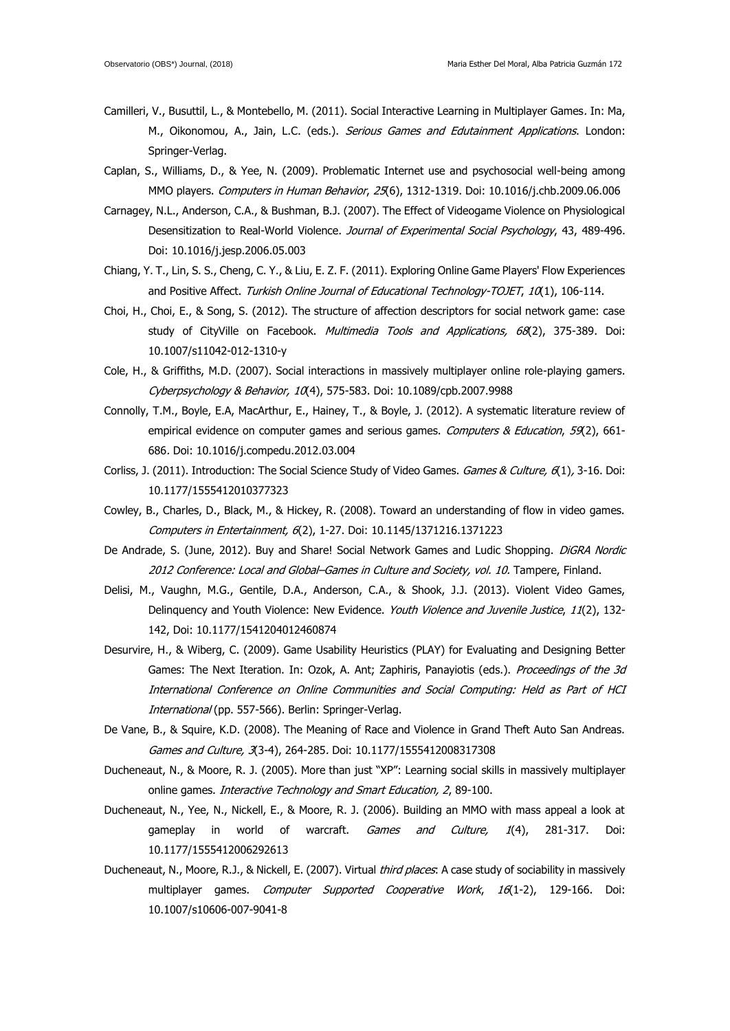Camilleri, V., Busuttil, L., & Montebello, M. (2011). Social Interactive Learning in Multiplayer Games. In: Ma, M., Oikonomou, A., Jain, L.C. (eds.). *Serious Games and Edutainment Applications*. London: Springer-Verlag.

Caplan, S., Williams, D., & Yee, N. (2009). Problematic Internet use and psychosocial well-being among MMO players. *Computers in Human Behavior*, *25*(6), 1312-1319. Doi: 10.1016/j.chb.2009.06.006

Carnagey, N.L., Anderson, C.A., & Bushman, B.J. (2007). The Effect of Videogame Violence on Physiological Desensitization to Real-World Violence. *Journal of Experimental Social Psychology*, 43, 489-496. Doi: 10.1016/j.jesp.2006.05.003

Chiang, Y. T., Lin, S. S., Cheng, C. Y., & Liu, E. Z. F. (2011). Exploring Online Game Players' Flow Experiences and Positive Affect. *Turkish Online Journal of Educational Technology-TOJET*, *10*(1), 106-114.

Choi, H., Choi, E., & Song, S. (2012). The structure of affection descriptors for social network game: case study of CityVille on Facebook. *Multimedia Tools and Applications, 68*(2), 375-389. Doi: 10.1007/s11042-012-1310-y

Cole, H., & Griffiths, M.D. (2007). Social interactions in massively multiplayer online role-playing gamers. *Cyberpsychology & Behavior, 10*(4), 575-583. Doi: 10.1089/cpb.2007.9988

Connolly, T.M., Boyle, E.A, MacArthur, E., Hainey, T., & Boyle, J. (2012). A systematic literature review of empirical evidence on computer games and serious games. *Computers & Education*, *59*(2), 661-686. Doi: 10.1016/j.compedu.2012.03.004

Corliss, J. (2011). Introduction: The Social Science Study of Video Games. *Games & Culture, 6*(1), 3-16. Doi: 10.1177/1555412010377323

Cowley, B., Charles, D., Black, M., & Hickey, R. (2008). Toward an understanding of flow in video games. *Computers in Entertainment, 6*(2), 1-27. Doi: 10.1145/1371216.1371223

De Andrade, S. (June, 2012). Buy and Share! Social Network Games and Ludic Shopping. *DiGRA Nordic 2012 Conference: Local and Global–Games in Culture and Society, vol. 10*. Tampere, Finland.

Delisi, M., Vaughn, M.G., Gentile, D.A., Anderson, C.A., & Shook, J.J. (2013). Violent Video Games, Delinquency and Youth Violence: New Evidence. *Youth Violence and Juvenile Justice*, *11*(2), 132-142, Doi: 10.1177/1541204012460874

Desurvire, H., & Wiberg, C. (2009). Game Usability Heuristics (PLAY) for Evaluating and Designing Better Games: The Next Iteration. In: Ozok, A. Ant; Zaphiris, Panayiotis (eds.). *Proceedings of the 3d International Conference on Online Communities and Social Computing: Held as Part of HCI International* (pp. 557-566). Berlin: Springer-Verlag.

De Vane, B., & Squire, K.D. (2008). The Meaning of Race and Violence in Grand Theft Auto San Andreas. *Games and Culture, 3*(3-4), 264-285. Doi: 10.1177/1555412008317308

Ducheneaut, N., & Moore, R. J. (2005). More than just "XP": Learning social skills in massively multiplayer online games. *Interactive Technology and Smart Education, 2*, 89-100.

Ducheneaut, N., Yee, N., Nickell, E., & Moore, R. J. (2006). Building an MMO with mass appeal a look at gameplay in world of warcraft. *Games and Culture, 1*(4), 281-317. Doi: 10.1177/1555412006292613

Ducheneaut, N., Moore, R.J., & Nickell, E. (2007). Virtual *third places*: A case study of sociability in massively multiplayer games. *Computer Supported Cooperative Work*, *16*(1-2), 129-166. Doi: 10.1007/s10606-007-9041-8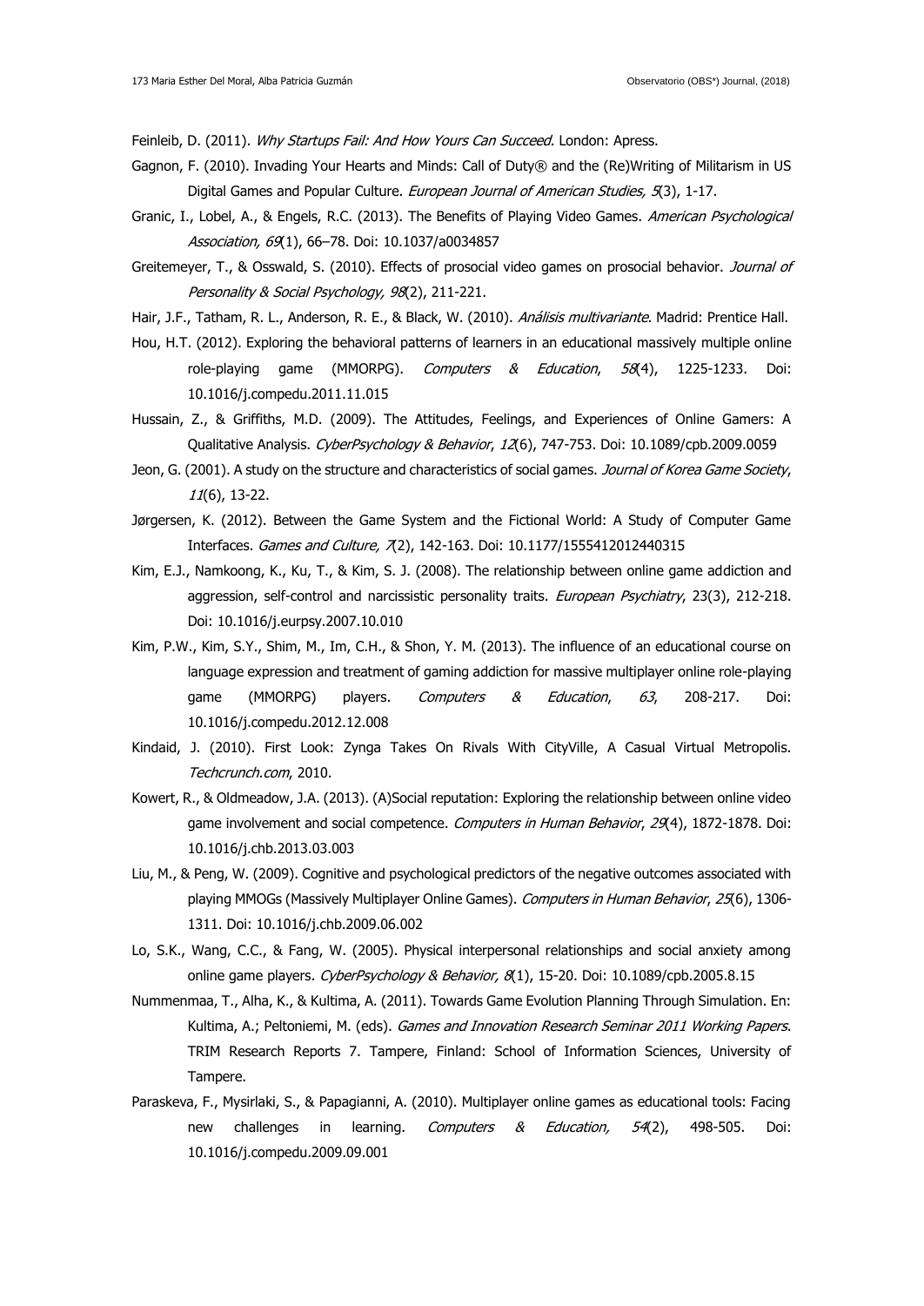Feinleib, D. (2011). *Why Startups Fail: And How Yours Can Succeed*. London: Apress.

Gagnon, F. (2010). Invading Your Hearts and Minds: Call of Duty® and the (Re)Writing of Militarism in US Digital Games and Popular Culture. *European Journal of American Studies, 5*(3), 1-17.

Granic, I., Lobel, A., & Engels, R.C. (2013). The Benefits of Playing Video Games. *American Psychological Association, 69*(1), 66–78. Doi: 10.1037/a0034857

Greitemeyer, T., & Osswald, S. (2010). Effects of prosocial video games on prosocial behavior. *Journal of Personality & Social Psychology, 98*(2), 211-221.

Hair, J.F., Tatham, R. L., Anderson, R. E., & Black, W. (2010). *Análisis multivariante*. Madrid: Prentice Hall.

Hou, H.T. (2012). Exploring the behavioral patterns of learners in an educational massively multiple online role-playing game (MMORPG). *Computers & Education*, *58*(4), 1225-1233. Doi: 10.1016/j.compedu.2011.11.015

Hussain, Z., & Griffiths, M.D. (2009). The Attitudes, Feelings, and Experiences of Online Gamers: A Qualitative Analysis. *CyberPsychology & Behavior*, *12*(6), 747-753. Doi: 10.1089/cpb.2009.0059

Jeon, G. (2001). A study on the structure and characteristics of social games. *Journal of Korea Game Society*, *11*(6), 13-22.

Jørgersen, K. (2012). Between the Game System and the Fictional World: A Study of Computer Game Interfaces. *Games and Culture, 7*(2), 142-163. Doi: 10.1177/1555412012440315

Kim, E.J., Namkoong, K., Ku, T., & Kim, S. J. (2008). The relationship between online game addiction and aggression, self-control and narcissistic personality traits. *European Psychiatry*, 23(3), 212-218. Doi: 10.1016/j.eurpsy.2007.10.010

Kim, P.W., Kim, S.Y., Shim, M., Im, C.H., & Shon, Y. M. (2013). The influence of an educational course on language expression and treatment of gaming addiction for massive multiplayer online role-playing game (MMORPG) players. *Computers & Education*, *63*, 208-217. Doi: 10.1016/j.compedu.2012.12.008

Kindaid, J. (2010). First Look: Zynga Takes On Rivals With CityVille, A Casual Virtual Metropolis. *Techcrunch.com*, 2010.

Kowert, R., & Oldmeadow, J.A. (2013). (A)Social reputation: Exploring the relationship between online video game involvement and social competence. *Computers in Human Behavior*, *29*(4), 1872-1878. Doi: 10.1016/j.chb.2013.03.003

Liu, M., & Peng, W. (2009). Cognitive and psychological predictors of the negative outcomes associated with playing MMOGs (Massively Multiplayer Online Games). *Computers in Human Behavior*, *25*(6), 1306-1311. Doi: 10.1016/j.chb.2009.06.002

Lo, S.K., Wang, C.C., & Fang, W. (2005). Physical interpersonal relationships and social anxiety among online game players. *CyberPsychology & Behavior, 8*(1), 15-20. Doi: 10.1089/cpb.2005.8.15

Nummenmaa, T., Alha, K., & Kultima, A. (2011). Towards Game Evolution Planning Through Simulation. En: Kultima, A.; Peltoniemi, M. (eds). *Games and Innovation Research Seminar 2011 Working Papers*. TRIM Research Reports 7. Tampere, Finland: School of Information Sciences, University of Tampere.

Paraskeva, F., Mysirlaki, S., & Papagianni, A. (2010). Multiplayer online games as educational tools: Facing new challenges in learning. *Computers & Education, 54*(2), 498-505. Doi: 10.1016/j.compedu.2009.09.001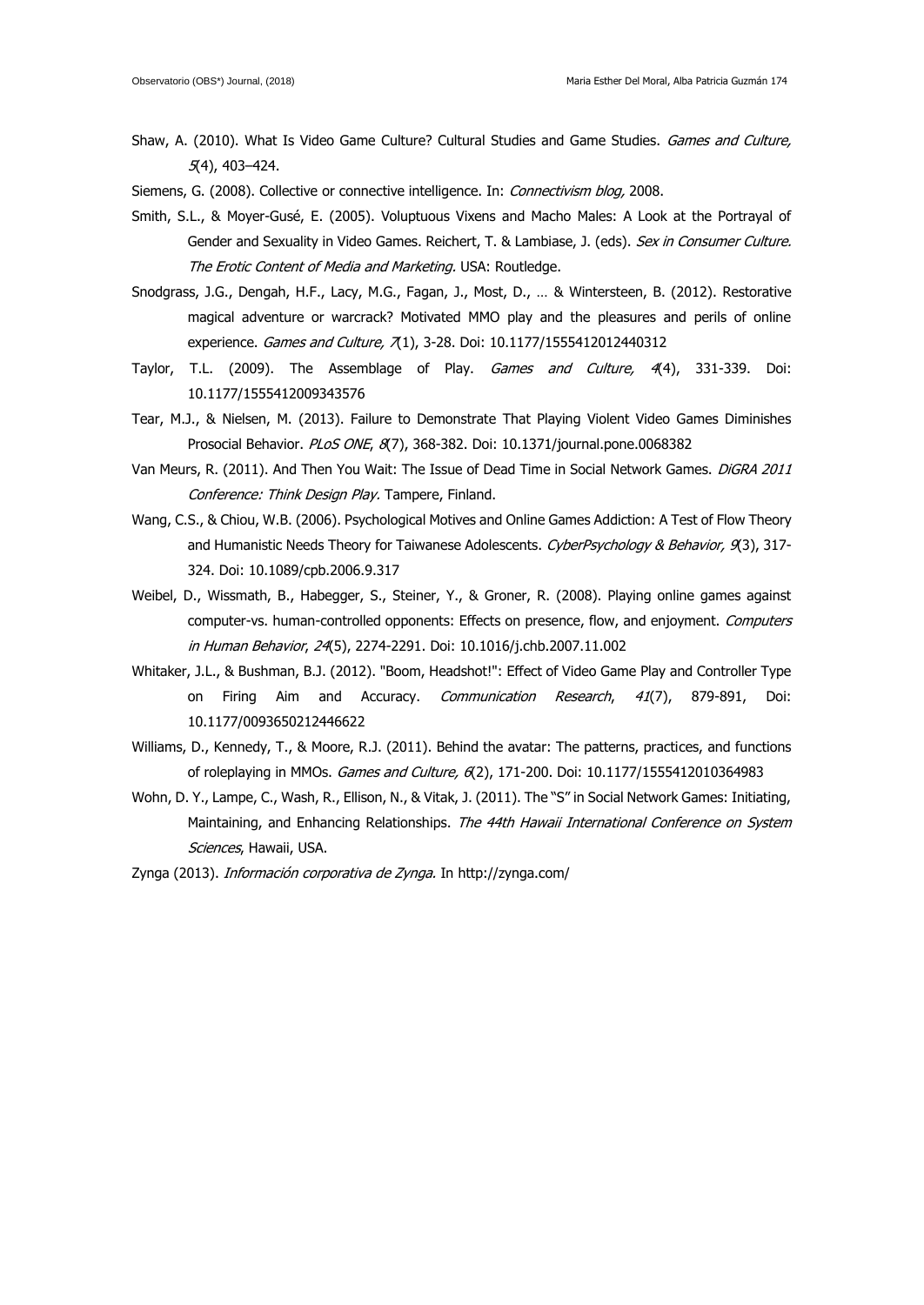Shaw, A. (2010). What Is Video Game Culture? Cultural Studies and Game Studies. *Games and Culture, 5*(4), 403–424.

Siemens, G. (2008). Collective or connective intelligence. In: *Connectivism blog,* 2008.

Smith, S.L., & Moyer-Gusé, E. (2005). Voluptuous Vixens and Macho Males: A Look at the Portrayal of Gender and Sexuality in Video Games. Reichert, T. & Lambiase, J. (eds). *Sex in Consumer Culture. The Erotic Content of Media and Marketing.* USA: Routledge.

Snodgrass, J.G., Dengah, H.F., Lacy, M.G., Fagan, J., Most, D., … & Wintersteen, B. (2012). Restorative magical adventure or warcrack? Motivated MMO play and the pleasures and perils of online experience. *Games and Culture, 7*(1), 3-28. Doi: 10.1177/1555412012440312

Taylor, T.L. (2009). The Assemblage of Play. *Games and Culture, 4*(4), 331-339. Doi: 10.1177/1555412009343576

Tear, M.J., & Nielsen, M. (2013). Failure to Demonstrate That Playing Violent Video Games Diminishes Prosocial Behavior. *PLoS ONE*, *8*(7), 368-382. Doi: 10.1371/journal.pone.0068382

Van Meurs, R. (2011). And Then You Wait: The Issue of Dead Time in Social Network Games. *DiGRA 2011 Conference: Think Design Play.* Tampere, Finland.

Wang, C.S., & Chiou, W.B. (2006). Psychological Motives and Online Games Addiction: A Test of Flow Theory and Humanistic Needs Theory for Taiwanese Adolescents. *CyberPsychology & Behavior, 9*(3), 317-324. Doi: 10.1089/cpb.2006.9.317

Weibel, D., Wissmath, B., Habegger, S., Steiner, Y., & Groner, R. (2008). Playing online games against computer-vs. human-controlled opponents: Effects on presence, flow, and enjoyment. *Computers in Human Behavior*, *24*(5), 2274-2291. Doi: 10.1016/j.chb.2007.11.002

Whitaker, J.L., & Bushman, B.J. (2012). "Boom, Headshot!": Effect of Video Game Play and Controller Type on Firing Aim and Accuracy. *Communication Research*, *41*(7), 879-891, Doi: 10.1177/0093650212446622

Williams, D., Kennedy, T., & Moore, R.J. (2011). Behind the avatar: The patterns, practices, and functions of roleplaying in MMOs. *Games and Culture, 6*(2), 171-200. Doi: 10.1177/1555412010364983

Wohn, D. Y., Lampe, C., Wash, R., Ellison, N., & Vitak, J. (2011). The "S" in Social Network Games: Initiating, Maintaining, and Enhancing Relationships. *The 44th Hawaii International Conference on System Sciences*, Hawaii, USA.

Zynga (2013). *Información corporativa de Zynga.* In http://zynga.com/